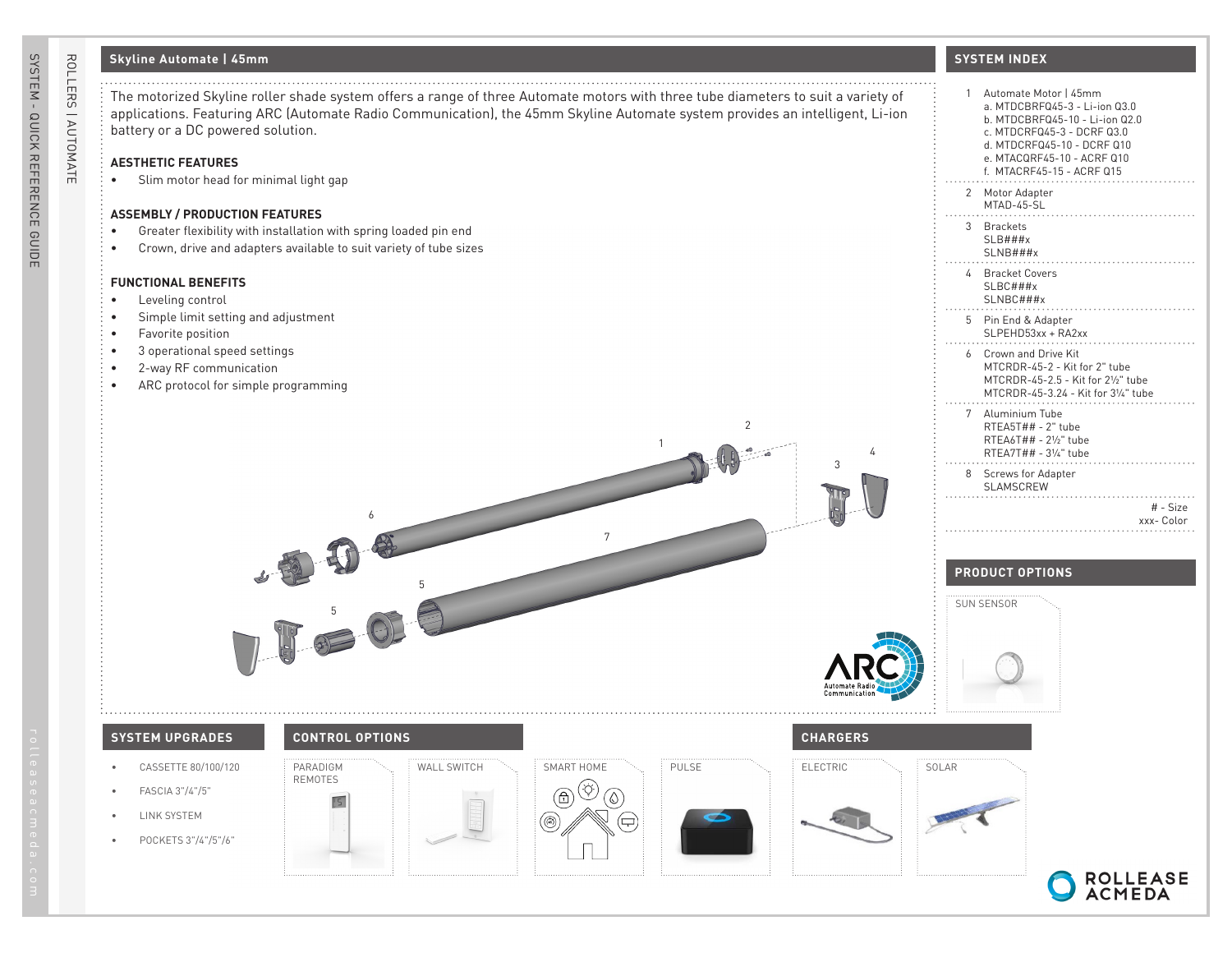## Skyline Automate | 45mm

The motorized Skyline roller shade system offers a range of three Automate motors with three tube diameters to suit a variety of applications. Featuring ARC (Automate Radio Communication), the 45mm Skyline Automate system provides an intelligent, Li-ion battery or a DC powered solution.

### AESTHETIC FEATURES

- Slim motor head for minimal light gap

### ASSEMBLY / PRODUCTION FEATURES

- Greater flexibility with installation with spring loaded pin end
- Crown, drive and adapters available to suit variety of tube sizes

### FUNCTIONAL BENEFITS

- Leveling control
- Simple limit setting and adjustment
- Favorite position
- 3 operational speed settings
- 2-way RF communication
- ARC protocol for simple programming

## SYSTEM INDEX

1. Automate Motor | 45mm
   - a. MTDCBRFQ45-3 - Li-ion Q3.0
   - b. MTDCBRFQ45-10 - Li-ion Q2.0
   - c. MTDCRFQ45-3 - DCRF Q3.0
   - d. MTDCRFQ45-10 - DCRF Q10
   - e. MTACQRF45-10 - ACRF Q10
   - f. MTACRF45-15 - ACRF Q15
2. Motor Adapter
   MTAD-45-SL
3. Brackets
   SLB###x
   SLNB###x
4. Bracket Covers
   SLBC###x
   SLNBC###x
5. Pin End & Adapter
   SLPEHD53xx + RA2xx
6. Crown and Drive Kit
   MTCRDR-45-2 - Kit for 2" tube
   MTCRDR-45-2.5 - Kit for 2½" tube
   MTCRDR-45-3.24 - Kit for 3¼" tube
7. Aluminium Tube
   RTEA5T## - 2" tube
   RTEA6T## - 2½" tube
   RTEA7T## - 3¼" tube
8. Screws for Adapter
   SLAMSCREW

# - Size
xxx- Color

## PRODUCT OPTIONS

SUN SENSOR

## SYSTEM UPGRADES

- CASSETTE 80/100/120
- FASCIA 3"/4"/5"
- LINK SYSTEM
- POCKETS 3"/4"/5"/6"

## CONTROL OPTIONS

PARADIGM REMOTES | WALL SWITCH | SMART HOME | PULSE

## CHARGERS

ELECTRIC | SOLAR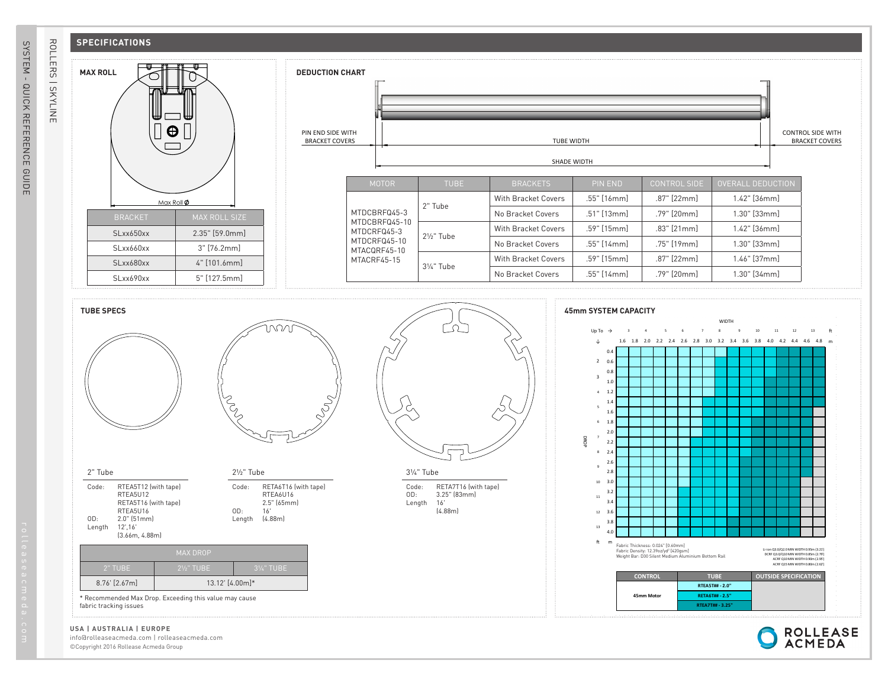## SPECIFICATIONS

### MAX ROLL

Max Roll Ø

| BRACKET | MAX ROLL SIZE |
|---|---|
| SLxx650xx | 2.35" [59.0mm] |
| SLxx660xx | 3" [76.2mm] |
| SLxx680xx | 4" [101.6mm] |
| SLxx690xx | 5" [127.5mm] |

### DEDUCTION CHART

PIN END SIDE WITH BRACKET COVERS

TUBE WIDTH

CONTROL SIDE WITH BRACKET COVERS

SHADE WIDTH

| MOTOR | TUBE | BRACKETS | PIN END | CONTROL SIDE | OVERALL DEDUCTION |
|---|---|---|---|---|---|
| MTDCBRFQ45-3 MTDCBRFQ45-10 MTDCRFQ45-3 MTDCRFQ45-10 MTACQRF45-10 MTACRF45-15 | 2" Tube | With Bracket Covers | .55" [16mm] | .87" [22mm] | 1.42" [36mm] |
| | | No Bracket Covers | .51" [13mm] | .79" [20mm] | 1.30" [33mm] |
| | 2½" Tube | With Bracket Covers | .59" [15mm] | .83" [21mm] | 1.42" [36mm] |
| | | No Bracket Covers | .55" [14mm] | .75" [19mm] | 1.30" [33mm] |
| | 3¼" Tube | With Bracket Covers | .59" [15mm] | .87" [22mm] | 1.46" [37mm] |
| | | No Bracket Covers | .55" [14mm] | .79" [20mm] | 1.30" [34mm] |

### TUBE SPECS

**2" Tube**

Code: RTEA5T12 (with tape)
RTEA5U12
RETA5T16 (with tape)
RTEA5U16
OD: 2.0" (51mm)
Length 12',16'
(3.66m, 4.88m)

**2½" Tube**

Code: RETA6T16 (with tape)
RTEA6U16
2.5" (65mm)
OD: 16'
Length (4.88m)

**3¼" Tube**

Code: RETA7T16 (with tape)
OD: 3.25" (83mm)
Length 16'
(4.88m)

| MAX DROP | | |
|---|---|---|
| 2" TUBE | 2½" TUBE | 3¼" TUBE |
| 8.76' [2.67m] | 13.12' [4.00m]* | |

\* Recommended Max Drop. Exceeding this value may cause fabric tracking issues

### 45mm SYSTEM CAPACITY

WIDTH

Up To →
ft: 3 4 5 6 7 8 9 10 11 12 13
m: 1.6 1.8 2.0 2.2 2.4 2.6 2.8 3.0 3.2 3.4 3.6 3.8 4.0 4.2 4.4 4.6 4.8

DROP
ft: 2 3 4 5 6 7 8 9 10 11 12 13
m: 0.4 0.6 0.8 1.0 1.2 1.4 1.6 1.8 2.0 2.2 2.4 2.6 2.8 3.0 3.2 3.4 3.6 3.8 4.0

Fabric Thickness: 0.024" [0.60mm]
Fabric Density: 12.39oz/yd² [420gsm]
Weight Bar: D30 Silent Medium Aluminium Bottom Rail

Li-ion Q3.0/Q2.0 MIN WIDTH 0.95m (3.22)
DCRF Q3.0/Q10 MIN WIDTH 0.85m (2.79)
ACRF Q10 MIN WIDTH 0.90m (2.95)
ACRF Q15 MIN WIDTH 0.80m (2.62)

| CONTROL | TUBE | OUTSIDE SPECIFICATION |
|---|---|---|
| 45mm Motor | RTEA5T## - 2.0" | |
| | RETA6T## - 2.5" | |
| | RTEA7T## - 3.25" | |

**USA | AUSTRALIA | EUROPE**
info@rolleaseacmeda.com | rolleaseacmeda.com
©Copyright 2016 Rollease Acmeda Group